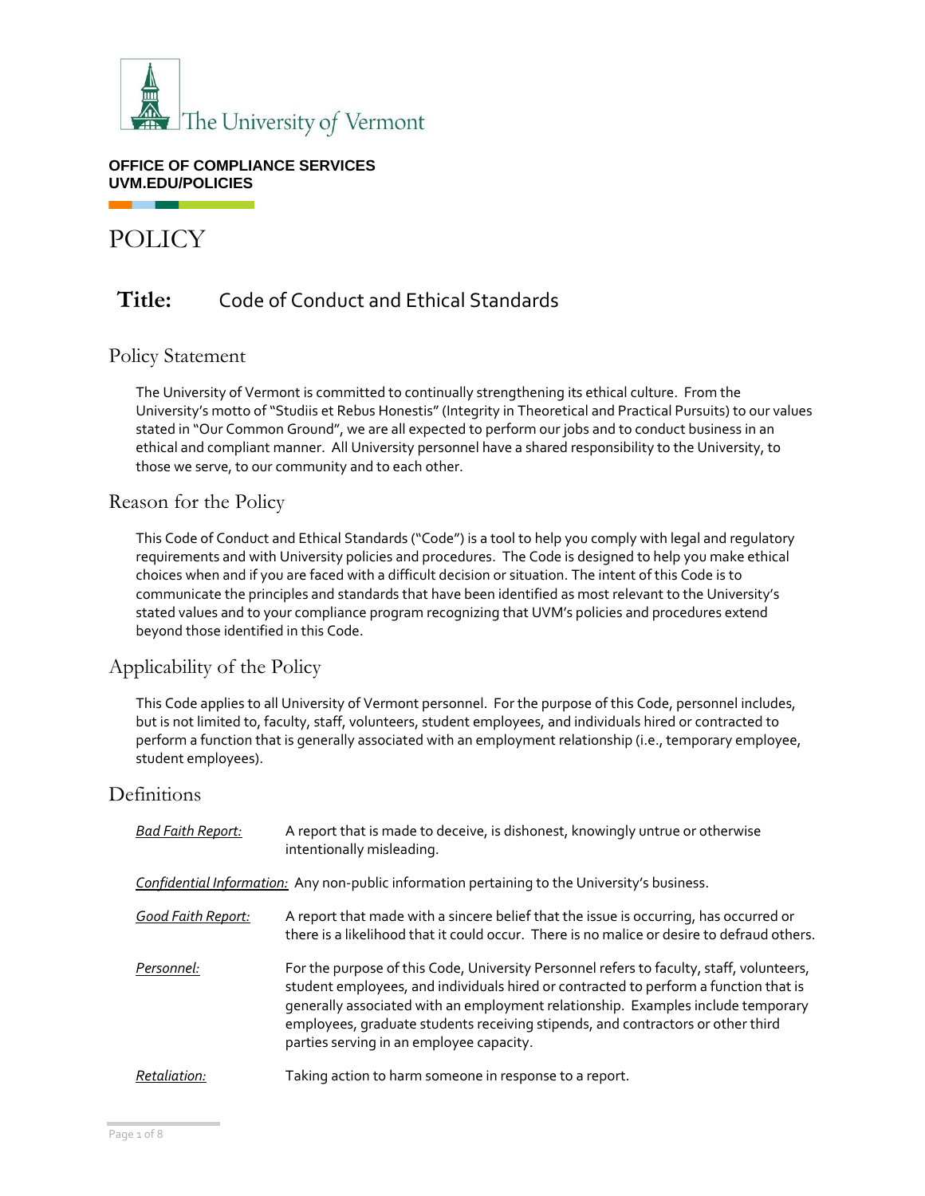The University of Vermont

**OFFICE OF COMPLIANCE SERVICES**
**UVM.EDU/POLICIES**

# POLICY

## Title: Code of Conduct and Ethical Standards

## Policy Statement

The University of Vermont is committed to continually strengthening its ethical culture. From the University's motto of "Studiis et Rebus Honestis" (Integrity in Theoretical and Practical Pursuits) to our values stated in "Our Common Ground", we are all expected to perform our jobs and to conduct business in an ethical and compliant manner. All University personnel have a shared responsibility to the University, to those we serve, to our community and to each other.

## Reason for the Policy

This Code of Conduct and Ethical Standards ("Code") is a tool to help you comply with legal and regulatory requirements and with University policies and procedures. The Code is designed to help you make ethical choices when and if you are faced with a difficult decision or situation. The intent of this Code is to communicate the principles and standards that have been identified as most relevant to the University's stated values and to your compliance program recognizing that UVM's policies and procedures extend beyond those identified in this Code.

## Applicability of the Policy

This Code applies to all University of Vermont personnel. For the purpose of this Code, personnel includes, but is not limited to, faculty, staff, volunteers, student employees, and individuals hired or contracted to perform a function that is generally associated with an employment relationship (i.e., temporary employee, student employees).

## Definitions

*Bad Faith Report:* A report that is made to deceive, is dishonest, knowingly untrue or otherwise intentionally misleading.

*Confidential Information:* Any non-public information pertaining to the University's business.

*Good Faith Report:* A report that made with a sincere belief that the issue is occurring, has occurred or there is a likelihood that it could occur. There is no malice or desire to defraud others.

*Personnel:* For the purpose of this Code, University Personnel refers to faculty, staff, volunteers, student employees, and individuals hired or contracted to perform a function that is generally associated with an employment relationship. Examples include temporary employees, graduate students receiving stipends, and contractors or other third parties serving in an employee capacity.

*Retaliation:* Taking action to harm someone in response to a report.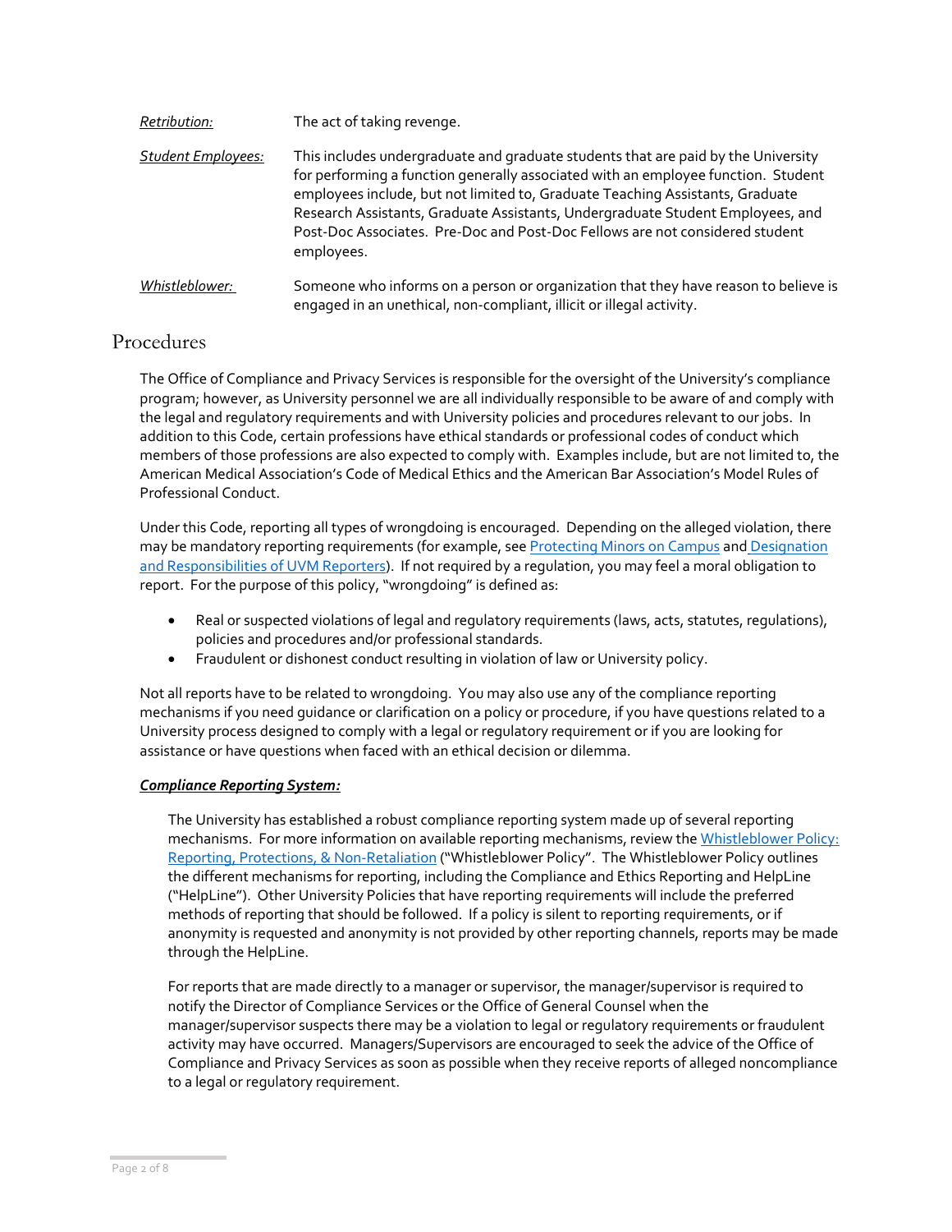| | |
|---|---|
| *Retribution:* | The act of taking revenge. |
| *Student Employees:* | This includes undergraduate and graduate students that are paid by the University for performing a function generally associated with an employee function. Student employees include, but not limited to, Graduate Teaching Assistants, Graduate Research Assistants, Graduate Assistants, Undergraduate Student Employees, and Post-Doc Associates. Pre-Doc and Post-Doc Fellows are not considered student employees. |
| *Whistleblower:* | Someone who informs on a person or organization that they have reason to believe is engaged in an unethical, non-compliant, illicit or illegal activity. |

## Procedures

The Office of Compliance and Privacy Services is responsible for the oversight of the University's compliance program; however, as University personnel we are all individually responsible to be aware of and comply with the legal and regulatory requirements and with University policies and procedures relevant to our jobs. In addition to this Code, certain professions have ethical standards or professional codes of conduct which members of those professions are also expected to comply with. Examples include, but are not limited to, the American Medical Association's Code of Medical Ethics and the American Bar Association's Model Rules of Professional Conduct.

Under this Code, reporting all types of wrongdoing is encouraged. Depending on the alleged violation, there may be mandatory reporting requirements (for example, see Protecting Minors on Campus and Designation and Responsibilities of UVM Reporters). If not required by a regulation, you may feel a moral obligation to report. For the purpose of this policy, "wrongdoing" is defined as:

- Real or suspected violations of legal and regulatory requirements (laws, acts, statutes, regulations), policies and procedures and/or professional standards.
- Fraudulent or dishonest conduct resulting in violation of law or University policy.

Not all reports have to be related to wrongdoing. You may also use any of the compliance reporting mechanisms if you need guidance or clarification on a policy or procedure, if you have questions related to a University process designed to comply with a legal or regulatory requirement or if you are looking for assistance or have questions when faced with an ethical decision or dilemma.

***Compliance Reporting System:***

The University has established a robust compliance reporting system made up of several reporting mechanisms. For more information on available reporting mechanisms, review the Whistleblower Policy: Reporting, Protections, & Non-Retaliation ("Whistleblower Policy". The Whistleblower Policy outlines the different mechanisms for reporting, including the Compliance and Ethics Reporting and HelpLine ("HelpLine"). Other University Policies that have reporting requirements will include the preferred methods of reporting that should be followed. If a policy is silent to reporting requirements, or if anonymity is requested and anonymity is not provided by other reporting channels, reports may be made through the HelpLine.

For reports that are made directly to a manager or supervisor, the manager/supervisor is required to notify the Director of Compliance Services or the Office of General Counsel when the manager/supervisor suspects there may be a violation to legal or regulatory requirements or fraudulent activity may have occurred. Managers/Supervisors are encouraged to seek the advice of the Office of Compliance and Privacy Services as soon as possible when they receive reports of alleged noncompliance to a legal or regulatory requirement.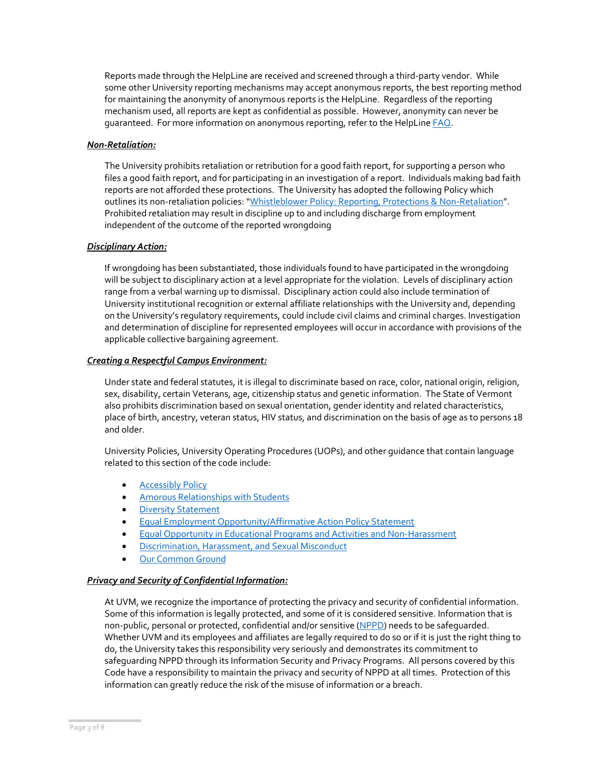Reports made through the HelpLine are received and screened through a third-party vendor. While some other University reporting mechanisms may accept anonymous reports, the best reporting method for maintaining the anonymity of anonymous reports is the HelpLine. Regardless of the reporting mechanism used, all reports are kept as confidential as possible. However, anonymity can never be guaranteed. For more information on anonymous reporting, refer to the HelpLine FAQ.

***Non-Retaliation:***

The University prohibits retaliation or retribution for a good faith report, for supporting a person who files a good faith report, and for participating in an investigation of a report. Individuals making bad faith reports are not afforded these protections. The University has adopted the following Policy which outlines its non-retaliation policies: "Whistleblower Policy: Reporting, Protections & Non-Retaliation". Prohibited retaliation may result in discipline up to and including discharge from employment independent of the outcome of the reported wrongdoing

***Disciplinary Action:***

If wrongdoing has been substantiated, those individuals found to have participated in the wrongdoing will be subject to disciplinary action at a level appropriate for the violation. Levels of disciplinary action range from a verbal warning up to dismissal. Disciplinary action could also include termination of University institutional recognition or external affiliate relationships with the University and, depending on the University's regulatory requirements, could include civil claims and criminal charges. Investigation and determination of discipline for represented employees will occur in accordance with provisions of the applicable collective bargaining agreement.

***Creating a Respectful Campus Environment:***

Under state and federal statutes, it is illegal to discriminate based on race, color, national origin, religion, sex, disability, certain Veterans, age, citizenship status and genetic information. The State of Vermont also prohibits discrimination based on sexual orientation, gender identity and related characteristics, place of birth, ancestry, veteran status, HIV status, and discrimination on the basis of age as to persons 18 and older.

University Policies, University Operating Procedures (UOPs), and other guidance that contain language related to this section of the code include:

- Accessibly Policy
- Amorous Relationships with Students
- Diversity Statement
- Equal Employment Opportunity/Affirmative Action Policy Statement
- Equal Opportunity in Educational Programs and Activities and Non-Harassment
- Discrimination, Harassment, and Sexual Misconduct
- Our Common Ground

***Privacy and Security of Confidential Information:***

At UVM, we recognize the importance of protecting the privacy and security of confidential information. Some of this information is legally protected, and some of it is considered sensitive. Information that is non-public, personal or protected, confidential and/or sensitive (NPPD) needs to be safeguarded. Whether UVM and its employees and affiliates are legally required to do so or if it is just the right thing to do, the University takes this responsibility very seriously and demonstrates its commitment to safeguarding NPPD through its Information Security and Privacy Programs. All persons covered by this Code have a responsibility to maintain the privacy and security of NPPD at all times. Protection of this information can greatly reduce the risk of the misuse of information or a breach.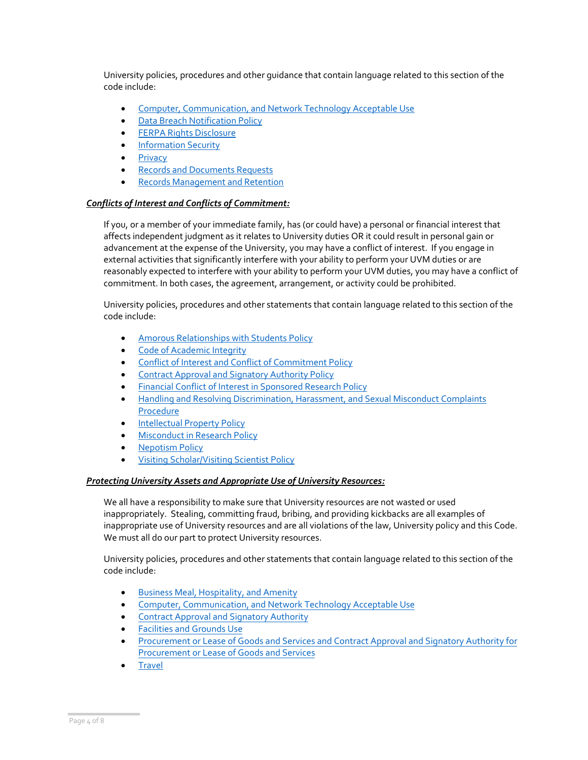University policies, procedures and other guidance that contain language related to this section of the code include:

- Computer, Communication, and Network Technology Acceptable Use
- Data Breach Notification Policy
- FERPA Rights Disclosure
- Information Security
- Privacy
- Records and Documents Requests
- Records Management and Retention

***Conflicts of Interest and Conflicts of Commitment:***

If you, or a member of your immediate family, has (or could have) a personal or financial interest that affects independent judgment as it relates to University duties OR it could result in personal gain or advancement at the expense of the University, you may have a conflict of interest. If you engage in external activities that significantly interfere with your ability to perform your UVM duties or are reasonably expected to interfere with your ability to perform your UVM duties, you may have a conflict of commitment. In both cases, the agreement, arrangement, or activity could be prohibited.

University policies, procedures and other statements that contain language related to this section of the code include:

- Amorous Relationships with Students Policy
- Code of Academic Integrity
- Conflict of Interest and Conflict of Commitment Policy
- Contract Approval and Signatory Authority Policy
- Financial Conflict of Interest in Sponsored Research Policy
- Handling and Resolving Discrimination, Harassment, and Sexual Misconduct Complaints Procedure
- Intellectual Property Policy
- Misconduct in Research Policy
- Nepotism Policy
- Visiting Scholar/Visiting Scientist Policy

***Protecting University Assets and Appropriate Use of University Resources:***

We all have a responsibility to make sure that University resources are not wasted or used inappropriately. Stealing, committing fraud, bribing, and providing kickbacks are all examples of inappropriate use of University resources and are all violations of the law, University policy and this Code. We must all do our part to protect University resources.

University policies, procedures and other statements that contain language related to this section of the code include:

- Business Meal, Hospitality, and Amenity
- Computer, Communication, and Network Technology Acceptable Use
- Contract Approval and Signatory Authority
- Facilities and Grounds Use
- Procurement or Lease of Goods and Services and Contract Approval and Signatory Authority for Procurement or Lease of Goods and Services
- Travel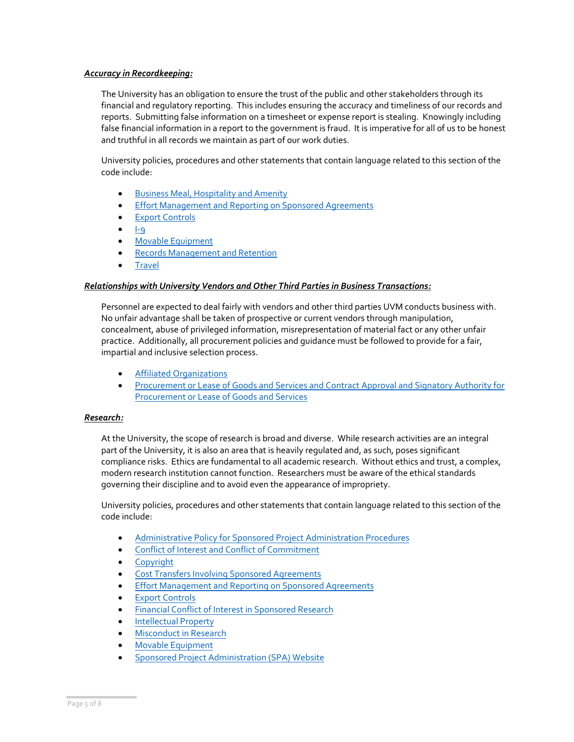***Accuracy in Recordkeeping:***

The University has an obligation to ensure the trust of the public and other stakeholders through its financial and regulatory reporting. This includes ensuring the accuracy and timeliness of our records and reports. Submitting false information on a timesheet or expense report is stealing. Knowingly including false financial information in a report to the government is fraud. It is imperative for all of us to be honest and truthful in all records we maintain as part of our work duties.

University policies, procedures and other statements that contain language related to this section of the code include:

- Business Meal, Hospitality and Amenity
- Effort Management and Reporting on Sponsored Agreements
- Export Controls
- I-9
- Movable Equipment
- Records Management and Retention
- Travel

***Relationships with University Vendors and Other Third Parties in Business Transactions:***

Personnel are expected to deal fairly with vendors and other third parties UVM conducts business with. No unfair advantage shall be taken of prospective or current vendors through manipulation, concealment, abuse of privileged information, misrepresentation of material fact or any other unfair practice. Additionally, all procurement policies and guidance must be followed to provide for a fair, impartial and inclusive selection process.

- Affiliated Organizations
- Procurement or Lease of Goods and Services and Contract Approval and Signatory Authority for Procurement or Lease of Goods and Services

***Research:***

At the University, the scope of research is broad and diverse. While research activities are an integral part of the University, it is also an area that is heavily regulated and, as such, poses significant compliance risks. Ethics are fundamental to all academic research. Without ethics and trust, a complex, modern research institution cannot function. Researchers must be aware of the ethical standards governing their discipline and to avoid even the appearance of impropriety.

University policies, procedures and other statements that contain language related to this section of the code include:

- Administrative Policy for Sponsored Project Administration Procedures
- Conflict of Interest and Conflict of Commitment
- Copyright
- Cost Transfers Involving Sponsored Agreements
- Effort Management and Reporting on Sponsored Agreements
- Export Controls
- Financial Conflict of Interest in Sponsored Research
- Intellectual Property
- Misconduct in Research
- Movable Equipment
- Sponsored Project Administration (SPA) Website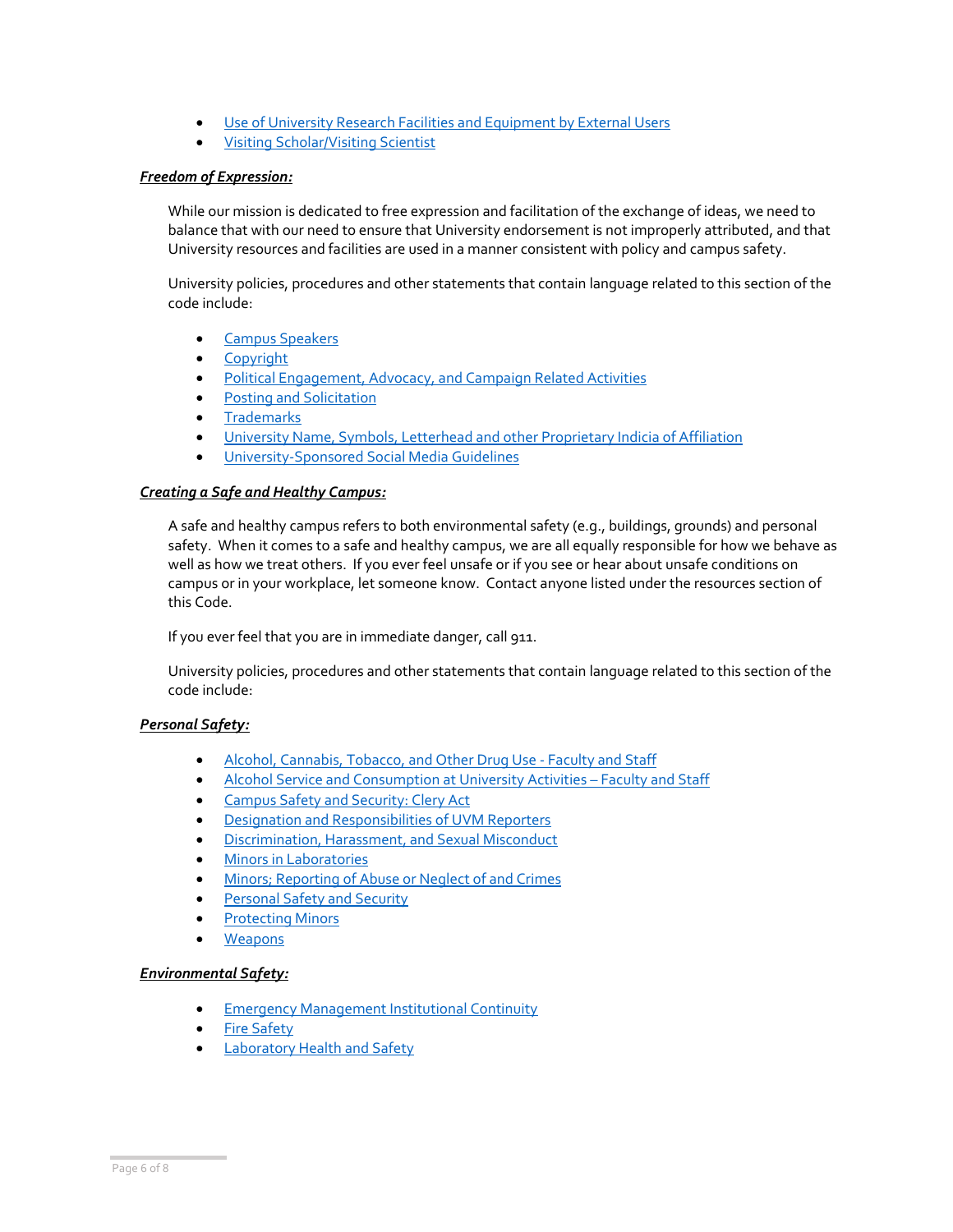- Use of University Research Facilities and Equipment by External Users
- Visiting Scholar/Visiting Scientist

***Freedom of Expression:***

While our mission is dedicated to free expression and facilitation of the exchange of ideas, we need to balance that with our need to ensure that University endorsement is not improperly attributed, and that University resources and facilities are used in a manner consistent with policy and campus safety.

University policies, procedures and other statements that contain language related to this section of the code include:

- Campus Speakers
- Copyright
- Political Engagement, Advocacy, and Campaign Related Activities
- Posting and Solicitation
- Trademarks
- University Name, Symbols, Letterhead and other Proprietary Indicia of Affiliation
- University-Sponsored Social Media Guidelines

***Creating a Safe and Healthy Campus:***

A safe and healthy campus refers to both environmental safety (e.g., buildings, grounds) and personal safety. When it comes to a safe and healthy campus, we are all equally responsible for how we behave as well as how we treat others. If you ever feel unsafe or if you see or hear about unsafe conditions on campus or in your workplace, let someone know. Contact anyone listed under the resources section of this Code.

If you ever feel that you are in immediate danger, call 911.

University policies, procedures and other statements that contain language related to this section of the code include:

***Personal Safety:***

- Alcohol, Cannabis, Tobacco, and Other Drug Use - Faculty and Staff
- Alcohol Service and Consumption at University Activities – Faculty and Staff
- Campus Safety and Security: Clery Act
- Designation and Responsibilities of UVM Reporters
- Discrimination, Harassment, and Sexual Misconduct
- Minors in Laboratories
- Minors; Reporting of Abuse or Neglect of and Crimes
- Personal Safety and Security
- Protecting Minors
- Weapons

***Environmental Safety:***

- Emergency Management Institutional Continuity
- Fire Safety
- Laboratory Health and Safety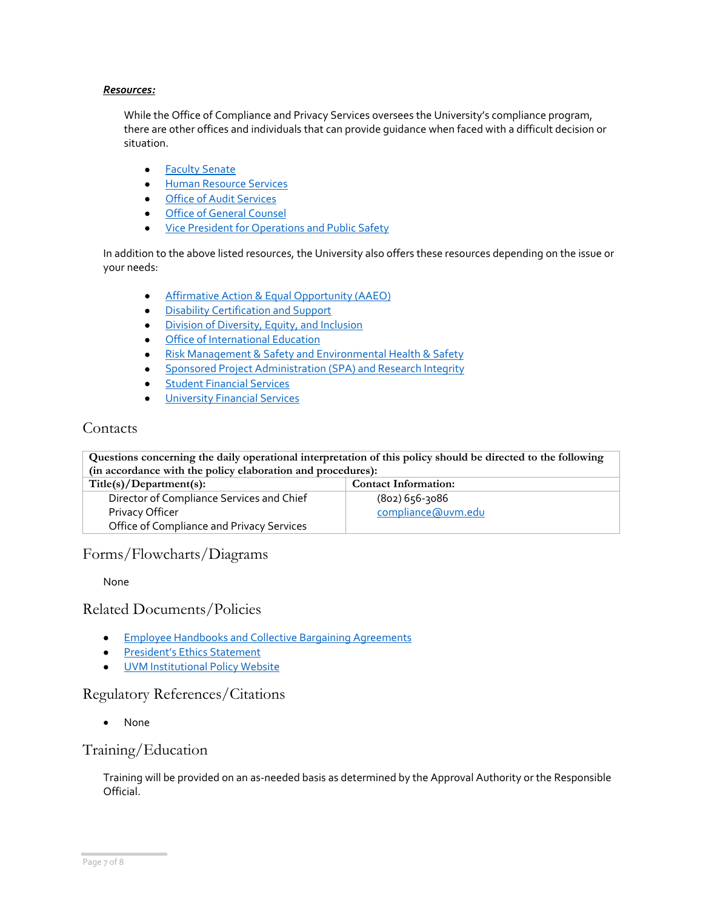***Resources:***

While the Office of Compliance and Privacy Services oversees the University's compliance program, there are other offices and individuals that can provide guidance when faced with a difficult decision or situation.

- Faculty Senate
- Human Resource Services
- Office of Audit Services
- Office of General Counsel
- Vice President for Operations and Public Safety

In addition to the above listed resources, the University also offers these resources depending on the issue or your needs:

- Affirmative Action & Equal Opportunity (AAEO)
- Disability Certification and Support
- Division of Diversity, Equity, and Inclusion
- Office of International Education
- Risk Management & Safety and Environmental Health & Safety
- Sponsored Project Administration (SPA) and Research Integrity
- Student Financial Services
- University Financial Services

## Contacts

| Questions concerning the daily operational interpretation of this policy should be directed to the following (in accordance with the policy elaboration and procedures): | |
|---|---|
| **Title(s)/Department(s):** | **Contact Information:** |
| Director of Compliance Services and Chief Privacy Officer<br>Office of Compliance and Privacy Services | (802) 656-3086<br>compliance@uvm.edu |

## Forms/Flowcharts/Diagrams

None

## Related Documents/Policies

- Employee Handbooks and Collective Bargaining Agreements
- President's Ethics Statement
- UVM Institutional Policy Website

## Regulatory References/Citations

- None

## Training/Education

Training will be provided on an as-needed basis as determined by the Approval Authority or the Responsible Official.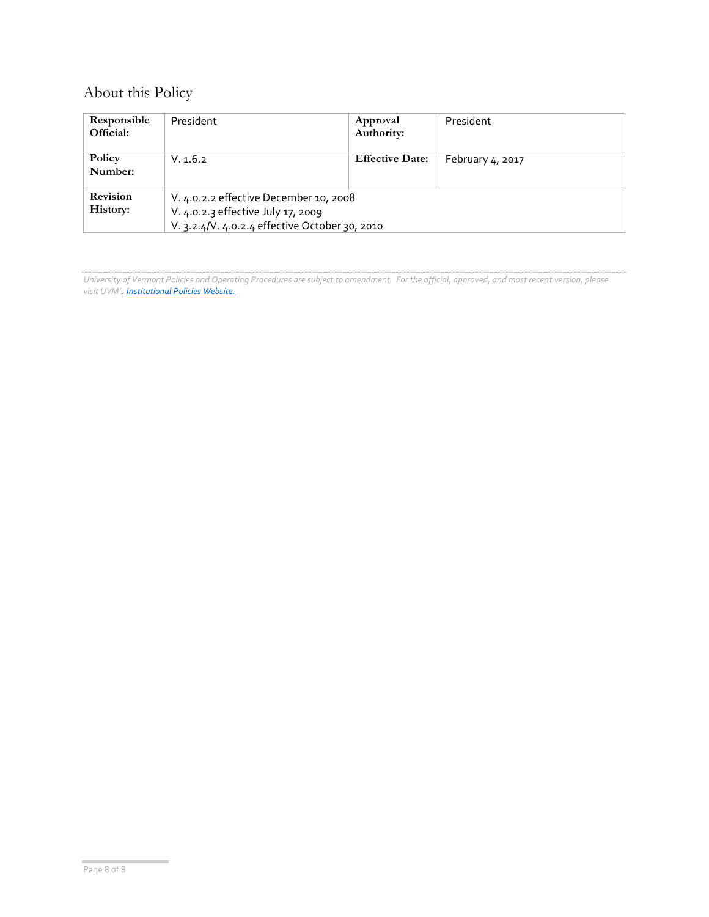## About this Policy

| | | | |
|---|---|---|---|
| **Responsible Official:** | President | **Approval Authority:** | President |
| **Policy Number:** | V. 1.6.2 | **Effective Date:** | February 4, 2017 |
| **Revision History:** | V. 4.0.2.2 effective December 10, 2008<br>V. 4.0.2.3 effective July 17, 2009<br>V. 3.2.4/V. 4.0.2.4 effective October 30, 2010 | | |

*University of Vermont Policies and Operating Procedures are subject to amendment. For the official, approved, and most recent version, please visit UVM's* ***[Institutional Policies Website.](#)***